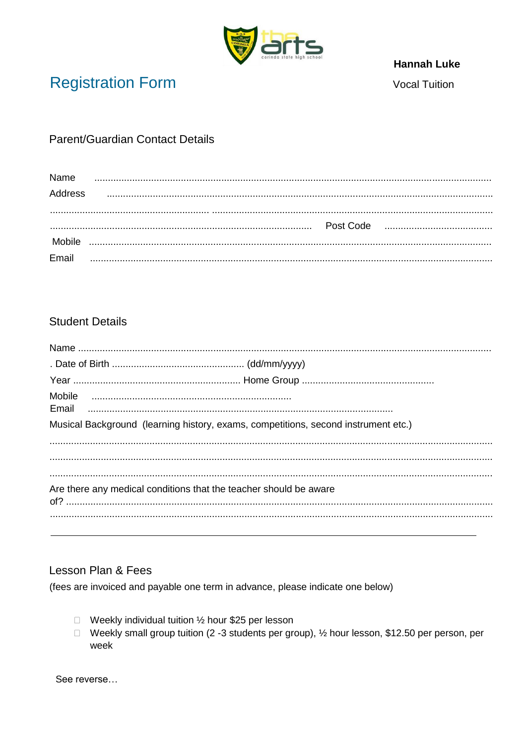# Registration Form

**Hannah Luke**

Vocal Tuition

## Parent/Guardian Contact Details

Name ..................................................................................................................................................

Address ...............................................................................................................................................

..........................................................................................................................................................

........................................................................................................ Post Code ...........................................

Mobile ..................................................................................................................................................

Email ....................................................................................................................................................

## Student Details

Name ....................................................................................................................................................

. Date of Birth ................................................. (dd/mm/yyyy)

Year ............................................................. Home Group ................................................

Mobile .........................................................................

Email ................................................................................................................

Musical Background (learning history, exams, competitions, second instrument etc.)

..........................................................................................................................................................

..........................................................................................................................................................

..........................................................................................................................................................

Are there any medical conditions that the teacher should be aware of? ..........................................................................................................................................................

..........................................................................................................................................................

---

## Lesson Plan & Fees

(fees are invoiced and payable one term in advance, please indicate one below)

- ☐ Weekly individual tuition ½ hour $25 per lesson
- ☐ Weekly small group tuition (2 -3 students per group), ½ hour lesson, $12.50 per person, per week

See reverse…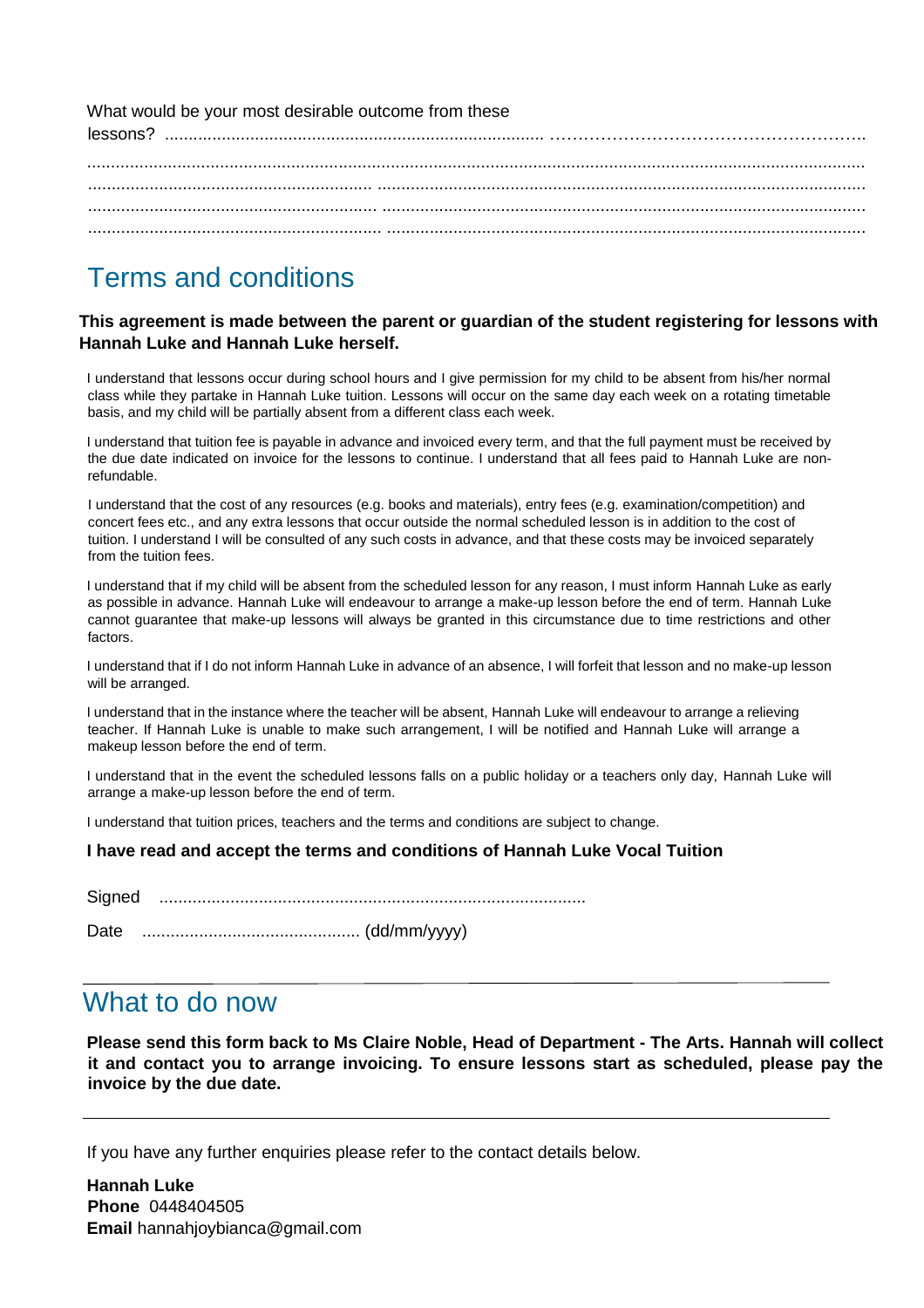What would be your most desirable outcome from these lessons? ................................................................................ …………………………………………………..

.....................................................................................................................................................................
............................................................ .....................................................................................................................
............................................................. ....................................................................................................................
.............................................................. ...................................................................................................................

## Terms and conditions

**This agreement is made between the parent or guardian of the student registering for lessons with Hannah Luke and Hannah Luke herself.**

I understand that lessons occur during school hours and I give permission for my child to be absent from his/her normal class while they partake in Hannah Luke tuition. Lessons will occur on the same day each week on a rotating timetable basis, and my child will be partially absent from a different class each week.

I understand that tuition fee is payable in advance and invoiced every term, and that the full payment must be received by the due date indicated on invoice for the lessons to continue. I understand that all fees paid to Hannah Luke are non-refundable.

I understand that the cost of any resources (e.g. books and materials), entry fees (e.g. examination/competition) and concert fees etc., and any extra lessons that occur outside the normal scheduled lesson is in addition to the cost of tuition. I understand I will be consulted of any such costs in advance, and that these costs may be invoiced separately from the tuition fees.

I understand that if my child will be absent from the scheduled lesson for any reason, I must inform Hannah Luke as early as possible in advance. Hannah Luke will endeavour to arrange a make-up lesson before the end of term. Hannah Luke cannot guarantee that make-up lessons will always be granted in this circumstance due to time restrictions and other factors.

I understand that if I do not inform Hannah Luke in advance of an absence, I will forfeit that lesson and no make-up lesson will be arranged.

I understand that in the instance where the teacher will be absent, Hannah Luke will endeavour to arrange a relieving teacher. If Hannah Luke is unable to make such arrangement, I will be notified and Hannah Luke will arrange a makeup lesson before the end of term.

I understand that in the event the scheduled lessons falls on a public holiday or a teachers only day, Hannah Luke will arrange a make-up lesson before the end of term.

I understand that tuition prices, teachers and the terms and conditions are subject to change.

**I have read and accept the terms and conditions of Hannah Luke Vocal Tuition**

Signed ..........................................................................................

Date .............................................. (dd/mm/yyyy)

## What to do now

**Please send this form back to Ms Claire Noble, Head of Department - The Arts. Hannah will collect it and contact you to arrange invoicing. To ensure lessons start as scheduled, please pay the invoice by the due date.**

---

If you have any further enquiries please refer to the contact details below.

**Hannah Luke**
**Phone** 0448404505
**Email** hannahjoybianca@gmail.com